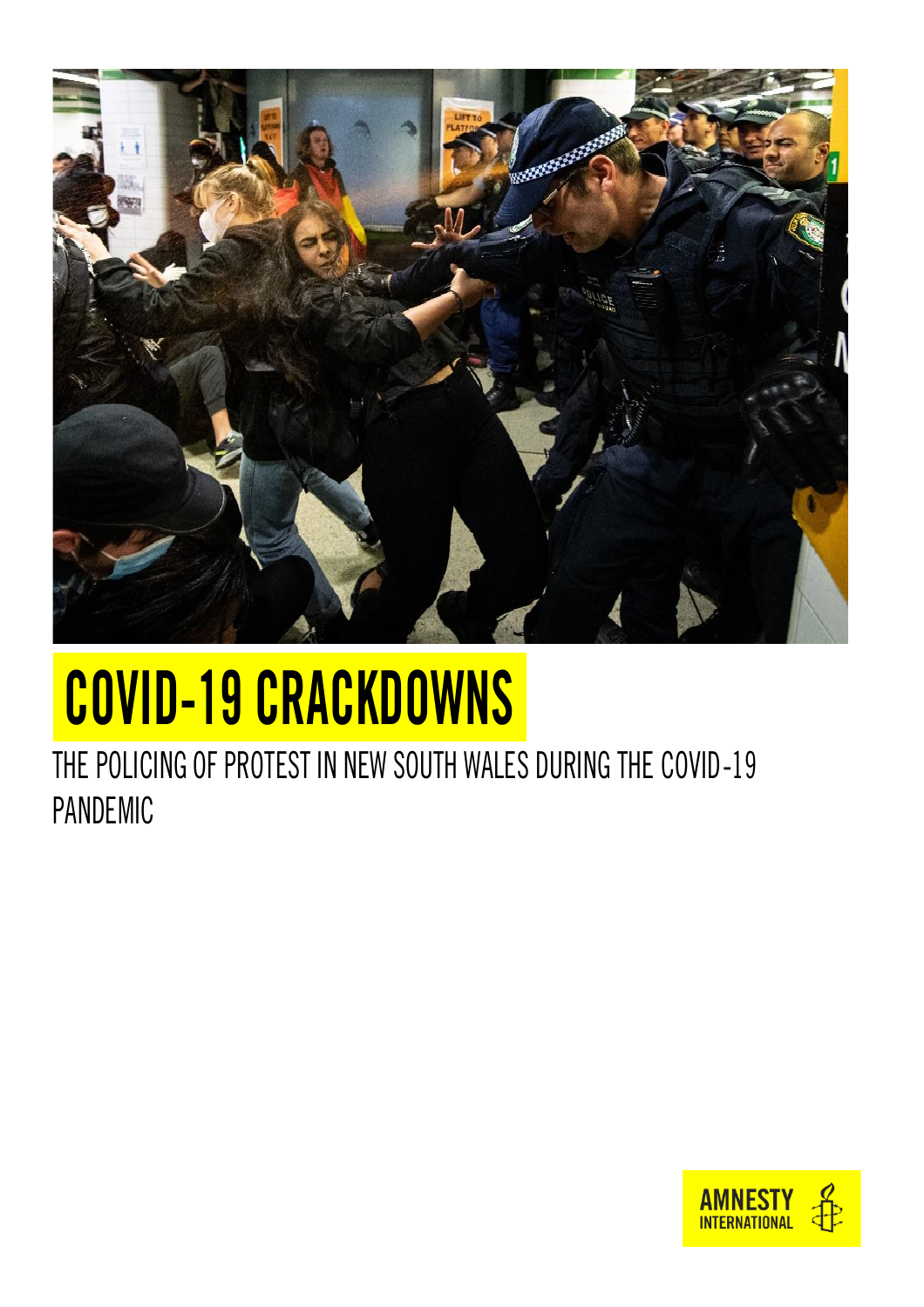# COVID-19 CRACKDOWNS

THE POLICING OF PROTEST IN NEW SOUTH WALES DURING THE COVID-19 PANDEMIC

AMNESTY INTERNATIONAL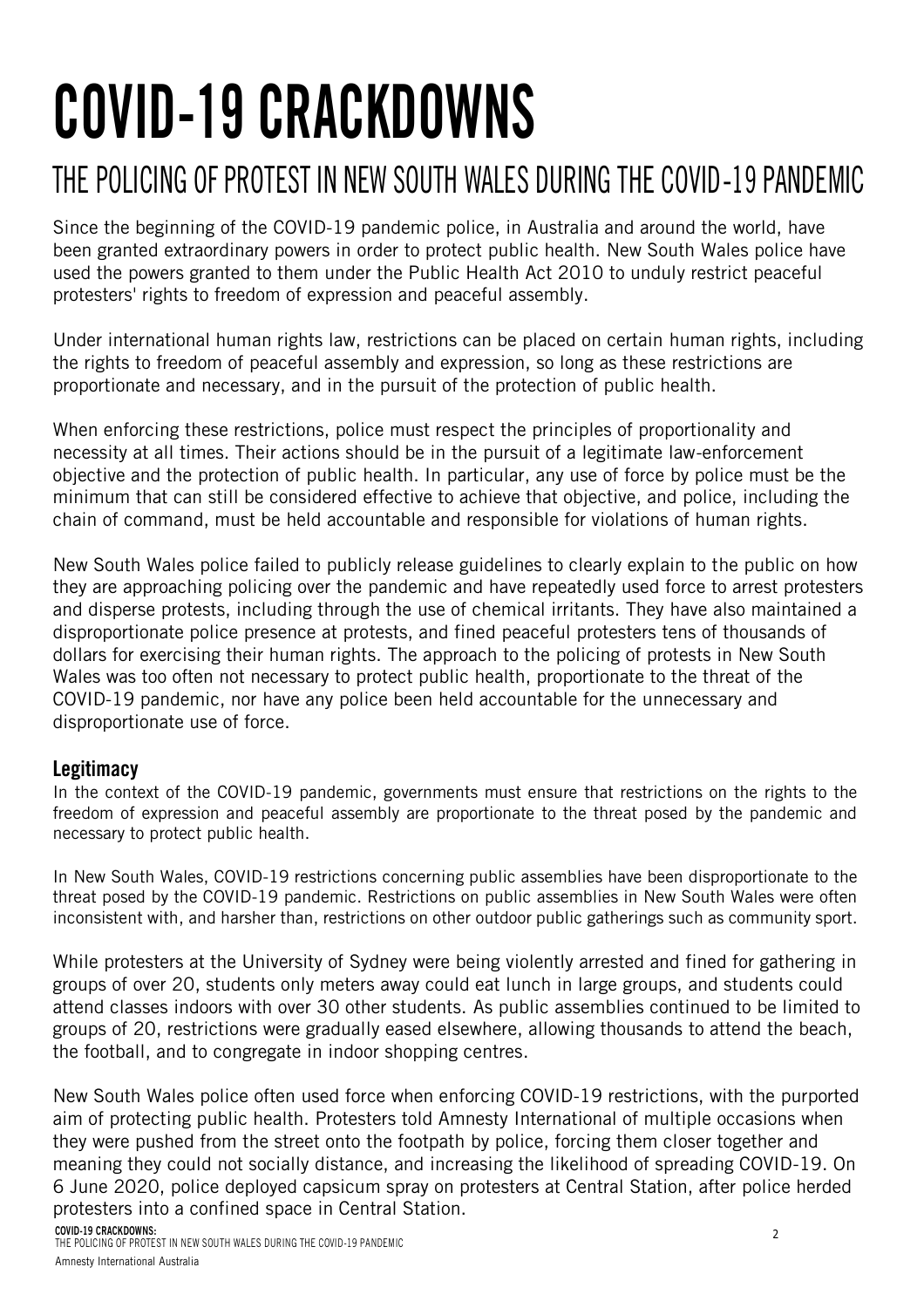# COVID-19 CRACKDOWNS

## THE POLICING OF PROTEST IN NEW SOUTH WALES DURING THE COVID-19 PANDEMIC

Since the beginning of the COVID-19 pandemic police, in Australia and around the world, have been granted extraordinary powers in order to protect public health. New South Wales police have used the powers granted to them under the Public Health Act 2010 to unduly restrict peaceful protesters' rights to freedom of expression and peaceful assembly.

Under international human rights law, restrictions can be placed on certain human rights, including the rights to freedom of peaceful assembly and expression, so long as these restrictions are proportionate and necessary, and in the pursuit of the protection of public health.

When enforcing these restrictions, police must respect the principles of proportionality and necessity at all times. Their actions should be in the pursuit of a legitimate law-enforcement objective and the protection of public health. In particular, any use of force by police must be the minimum that can still be considered effective to achieve that objective, and police, including the chain of command, must be held accountable and responsible for violations of human rights.

New South Wales police failed to publicly release guidelines to clearly explain to the public on how they are approaching policing over the pandemic and have repeatedly used force to arrest protesters and disperse protests, including through the use of chemical irritants. They have also maintained a disproportionate police presence at protests, and fined peaceful protesters tens of thousands of dollars for exercising their human rights. The approach to the policing of protests in New South Wales was too often not necessary to protect public health, proportionate to the threat of the COVID-19 pandemic, nor have any police been held accountable for the unnecessary and disproportionate use of force.

### Legitimacy

In the context of the COVID-19 pandemic, governments must ensure that restrictions on the rights to the freedom of expression and peaceful assembly are proportionate to the threat posed by the pandemic and necessary to protect public health.

In New South Wales, COVID-19 restrictions concerning public assemblies have been disproportionate to the threat posed by the COVID-19 pandemic. Restrictions on public assemblies in New South Wales were often inconsistent with, and harsher than, restrictions on other outdoor public gatherings such as community sport.

While protesters at the University of Sydney were being violently arrested and fined for gathering in groups of over 20, students only meters away could eat lunch in large groups, and students could attend classes indoors with over 30 other students. As public assemblies continued to be limited to groups of 20, restrictions were gradually eased elsewhere, allowing thousands to attend the beach, the football, and to congregate in indoor shopping centres.

New South Wales police often used force when enforcing COVID-19 restrictions, with the purported aim of protecting public health. Protesters told Amnesty International of multiple occasions when they were pushed from the street onto the footpath by police, forcing them closer together and meaning they could not socially distance, and increasing the likelihood of spreading COVID-19. On 6 June 2020, police deployed capsicum spray on protesters at Central Station, after police herded protesters into a confined space in Central Station.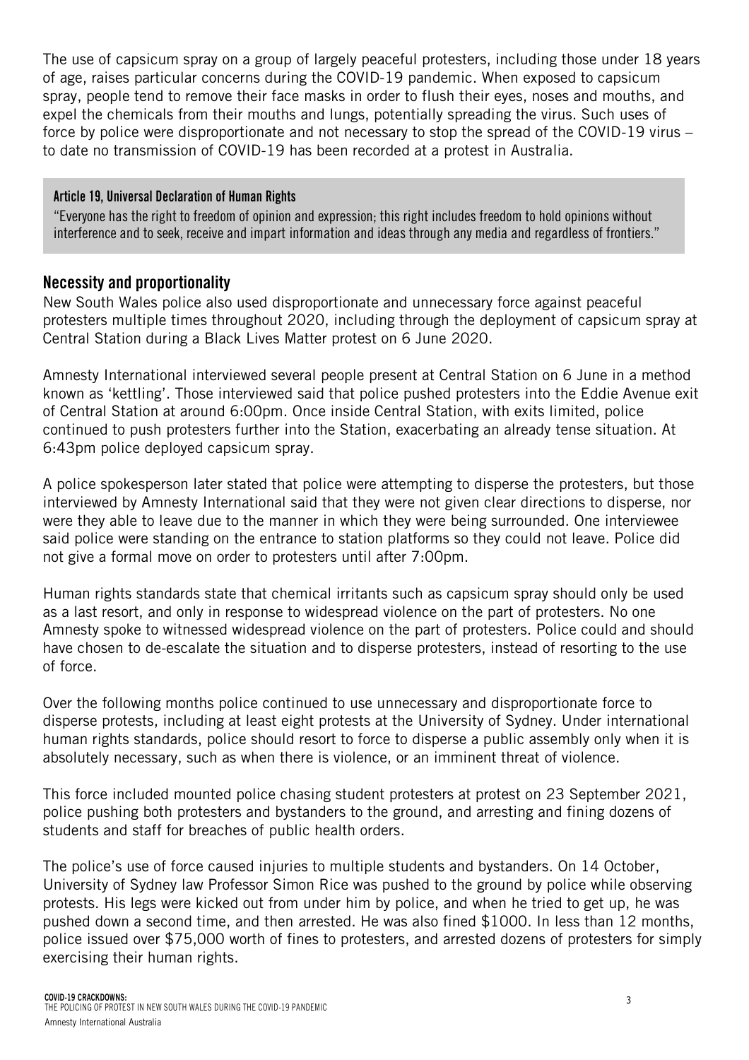The use of capsicum spray on a group of largely peaceful protesters, including those under 18 years of age, raises particular concerns during the COVID-19 pandemic. When exposed to capsicum spray, people tend to remove their face masks in order to flush their eyes, noses and mouths, and expel the chemicals from their mouths and lungs, potentially spreading the virus. Such uses of force by police were disproportionate and not necessary to stop the spread of the COVID-19 virus – to date no transmission of COVID-19 has been recorded at a protest in Australia.

> **Article 19, Universal Declaration of Human Rights**
>
> "Everyone has the right to freedom of opinion and expression; this right includes freedom to hold opinions without interference and to seek, receive and impart information and ideas through any media and regardless of frontiers."

## Necessity and proportionality

New South Wales police also used disproportionate and unnecessary force against peaceful protesters multiple times throughout 2020, including through the deployment of capsicum spray at Central Station during a Black Lives Matter protest on 6 June 2020.

Amnesty International interviewed several people present at Central Station on 6 June in a method known as 'kettling'. Those interviewed said that police pushed protesters into the Eddie Avenue exit of Central Station at around 6:00pm. Once inside Central Station, with exits limited, police continued to push protesters further into the Station, exacerbating an already tense situation. At 6:43pm police deployed capsicum spray.

A police spokesperson later stated that police were attempting to disperse the protesters, but those interviewed by Amnesty International said that they were not given clear directions to disperse, nor were they able to leave due to the manner in which they were being surrounded. One interviewee said police were standing on the entrance to station platforms so they could not leave. Police did not give a formal move on order to protesters until after 7:00pm.

Human rights standards state that chemical irritants such as capsicum spray should only be used as a last resort, and only in response to widespread violence on the part of protesters. No one Amnesty spoke to witnessed widespread violence on the part of protesters. Police could and should have chosen to de-escalate the situation and to disperse protesters, instead of resorting to the use of force.

Over the following months police continued to use unnecessary and disproportionate force to disperse protests, including at least eight protests at the University of Sydney. Under international human rights standards, police should resort to force to disperse a public assembly only when it is absolutely necessary, such as when there is violence, or an imminent threat of violence.

This force included mounted police chasing student protesters at protest on 23 September 2021, police pushing both protesters and bystanders to the ground, and arresting and fining dozens of students and staff for breaches of public health orders.

The police's use of force caused injuries to multiple students and bystanders. On 14 October, University of Sydney law Professor Simon Rice was pushed to the ground by police while observing protests. His legs were kicked out from under him by police, and when he tried to get up, he was pushed down a second time, and then arrested. He was also fined $1000. In less than 12 months, police issued over $75,000 worth of fines to protesters, and arrested dozens of protesters for simply exercising their human rights.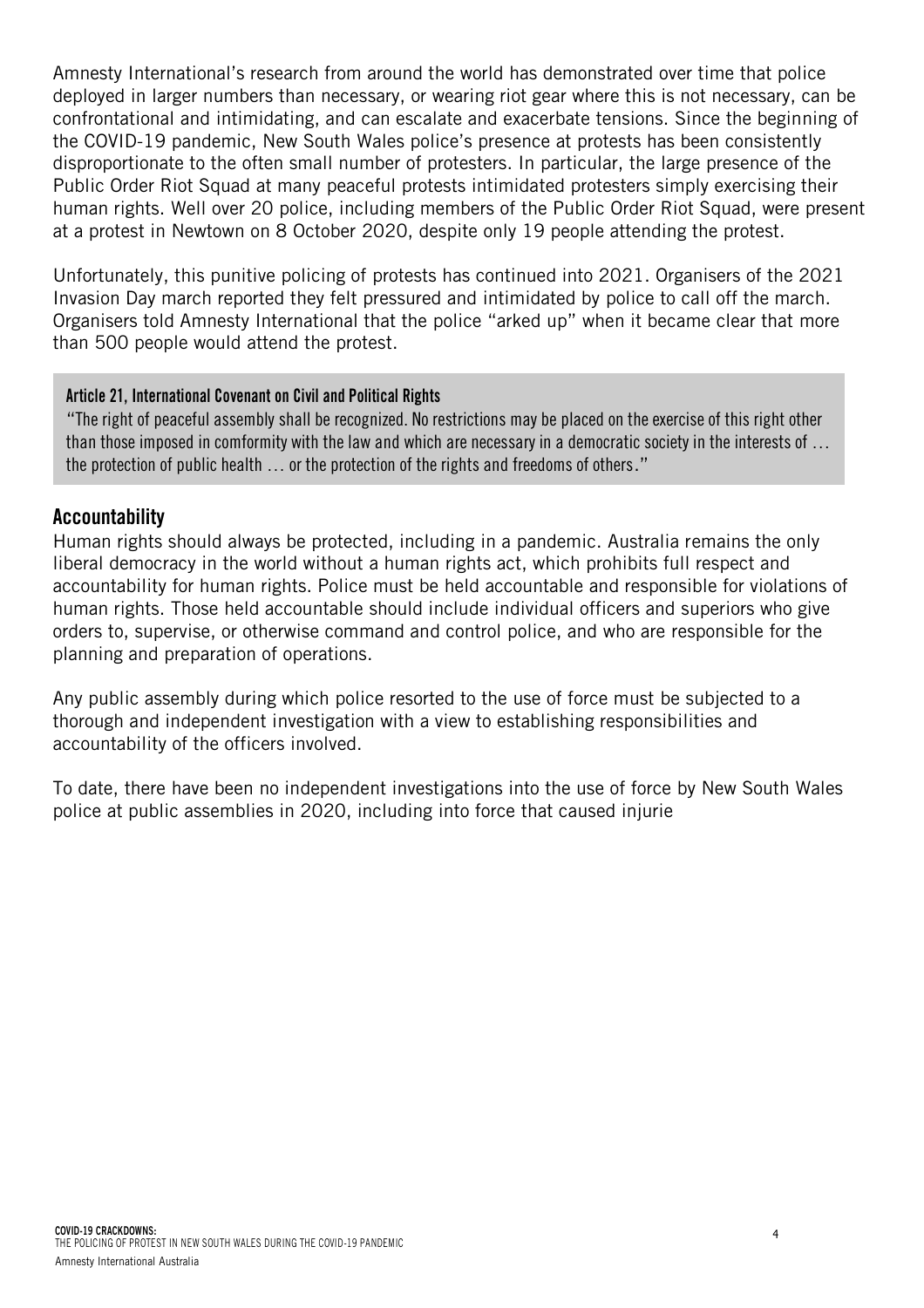Amnesty International's research from around the world has demonstrated over time that police deployed in larger numbers than necessary, or wearing riot gear where this is not necessary, can be confrontational and intimidating, and can escalate and exacerbate tensions. Since the beginning of the COVID-19 pandemic, New South Wales police's presence at protests has been consistently disproportionate to the often small number of protesters. In particular, the large presence of the Public Order Riot Squad at many peaceful protests intimidated protesters simply exercising their human rights. Well over 20 police, including members of the Public Order Riot Squad, were present at a protest in Newtown on 8 October 2020, despite only 19 people attending the protest.

Unfortunately, this punitive policing of protests has continued into 2021. Organisers of the 2021 Invasion Day march reported they felt pressured and intimidated by police to call off the march. Organisers told Amnesty International that the police "arked up" when it became clear that more than 500 people would attend the protest.

> **Article 21, International Covenant on Civil and Political Rights**
> "The right of peaceful assembly shall be recognized. No restrictions may be placed on the exercise of this right other than those imposed in comformity with the law and which are necessary in a democratic society in the interests of … the protection of public health … or the protection of the rights and freedoms of others."

## Accountability

Human rights should always be protected, including in a pandemic. Australia remains the only liberal democracy in the world without a human rights act, which prohibits full respect and accountability for human rights. Police must be held accountable and responsible for violations of human rights. Those held accountable should include individual officers and superiors who give orders to, supervise, or otherwise command and control police, and who are responsible for the planning and preparation of operations.

Any public assembly during which police resorted to the use of force must be subjected to a thorough and independent investigation with a view to establishing responsibilities and accountability of the officers involved.

To date, there have been no independent investigations into the use of force by New South Wales police at public assemblies in 2020, including into force that caused injurie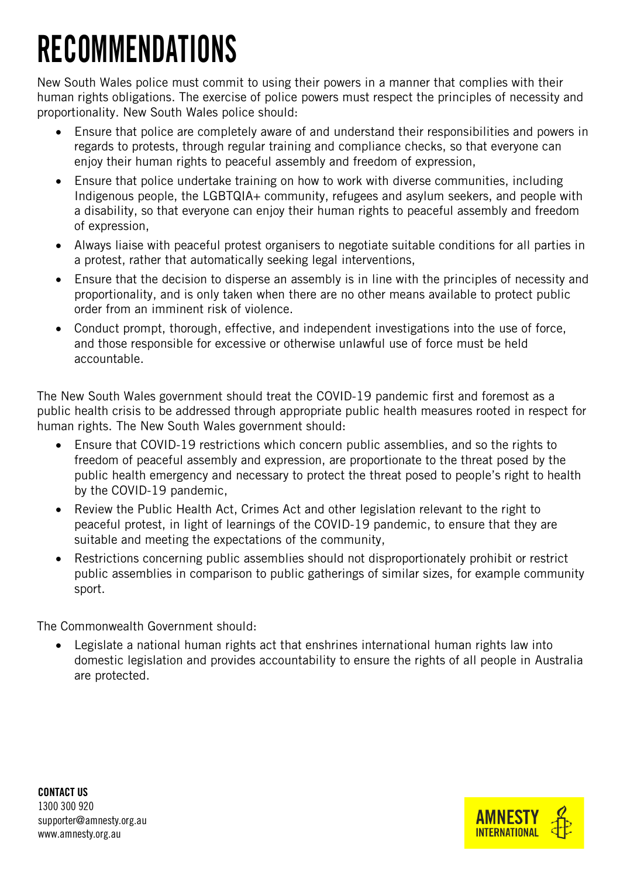# RECOMMENDATIONS

New South Wales police must commit to using their powers in a manner that complies with their human rights obligations. The exercise of police powers must respect the principles of necessity and proportionality. New South Wales police should:

- Ensure that police are completely aware of and understand their responsibilities and powers in regards to protests, through regular training and compliance checks, so that everyone can enjoy their human rights to peaceful assembly and freedom of expression,
- Ensure that police undertake training on how to work with diverse communities, including Indigenous people, the LGBTQIA+ community, refugees and asylum seekers, and people with a disability, so that everyone can enjoy their human rights to peaceful assembly and freedom of expression,
- Always liaise with peaceful protest organisers to negotiate suitable conditions for all parties in a protest, rather that automatically seeking legal interventions,
- Ensure that the decision to disperse an assembly is in line with the principles of necessity and proportionality, and is only taken when there are no other means available to protect public order from an imminent risk of violence.
- Conduct prompt, thorough, effective, and independent investigations into the use of force, and those responsible for excessive or otherwise unlawful use of force must be held accountable.

The New South Wales government should treat the COVID-19 pandemic first and foremost as a public health crisis to be addressed through appropriate public health measures rooted in respect for human rights. The New South Wales government should:

- Ensure that COVID-19 restrictions which concern public assemblies, and so the rights to freedom of peaceful assembly and expression, are proportionate to the threat posed by the public health emergency and necessary to protect the threat posed to people's right to health by the COVID-19 pandemic,
- Review the Public Health Act, Crimes Act and other legislation relevant to the right to peaceful protest, in light of learnings of the COVID-19 pandemic, to ensure that they are suitable and meeting the expectations of the community,
- Restrictions concerning public assemblies should not disproportionately prohibit or restrict public assemblies in comparison to public gatherings of similar sizes, for example community sport.

The Commonwealth Government should:

- Legislate a national human rights act that enshrines international human rights law into domestic legislation and provides accountability to ensure the rights of all people in Australia are protected.

**CONTACT US**
1300 300 920
supporter@amnesty.org.au
www.amnesty.org.au

AMNESTY INTERNATIONAL